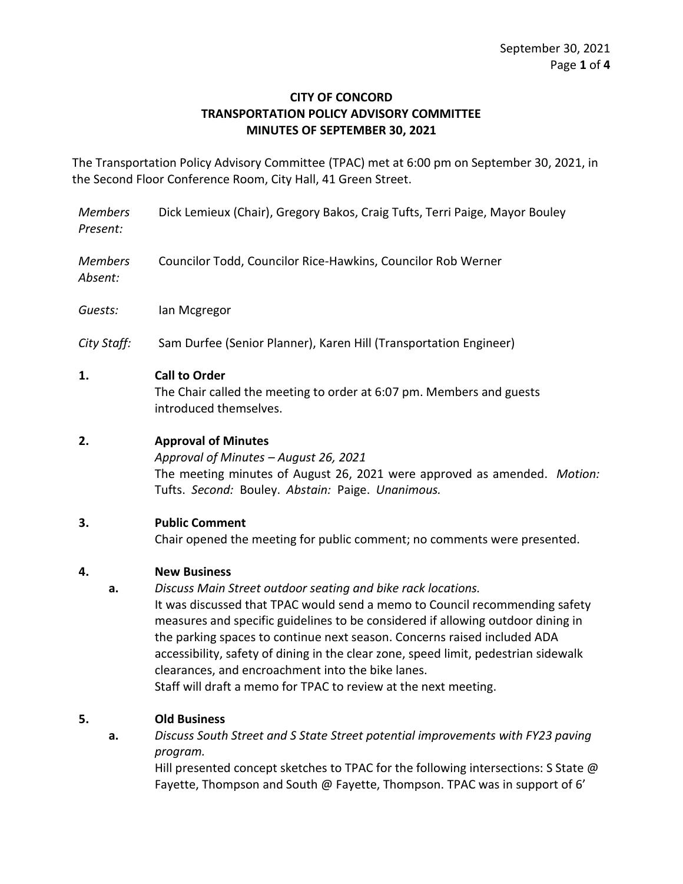# CITY OF CONCORD
# TRANSPORTATION POLICY ADVISORY COMMITTEE
# MINUTES OF SEPTEMBER 30, 2021

The Transportation Policy Advisory Committee (TPAC) met at 6:00 pm on September 30, 2021, in the Second Floor Conference Room, City Hall, 41 Green Street.

*Members Present:* Dick Lemieux (Chair), Gregory Bakos, Craig Tufts, Terri Paige, Mayor Bouley

*Members Absent:* Councilor Todd, Councilor Rice-Hawkins, Councilor Rob Werner

*Guests:* Ian Mcgregor

*City Staff:* Sam Durfee (Senior Planner), Karen Hill (Transportation Engineer)

**1. Call to Order**

The Chair called the meeting to order at 6:07 pm. Members and guests introduced themselves.

**2. Approval of Minutes**

*Approval of Minutes – August 26, 2021*

The meeting minutes of August 26, 2021 were approved as amended. *Motion:* Tufts. *Second:* Bouley. *Abstain:* Paige. *Unanimous.*

**3. Public Comment**

Chair opened the meeting for public comment; no comments were presented.

**4. New Business**

**a.** *Discuss Main Street outdoor seating and bike rack locations.*

It was discussed that TPAC would send a memo to Council recommending safety measures and specific guidelines to be considered if allowing outdoor dining in the parking spaces to continue next season. Concerns raised included ADA accessibility, safety of dining in the clear zone, speed limit, pedestrian sidewalk clearances, and encroachment into the bike lanes.

Staff will draft a memo for TPAC to review at the next meeting.

**5. Old Business**

**a.** *Discuss South Street and S State Street potential improvements with FY23 paving program.*

Hill presented concept sketches to TPAC for the following intersections: S State @ Fayette, Thompson and South @ Fayette, Thompson. TPAC was in support of 6'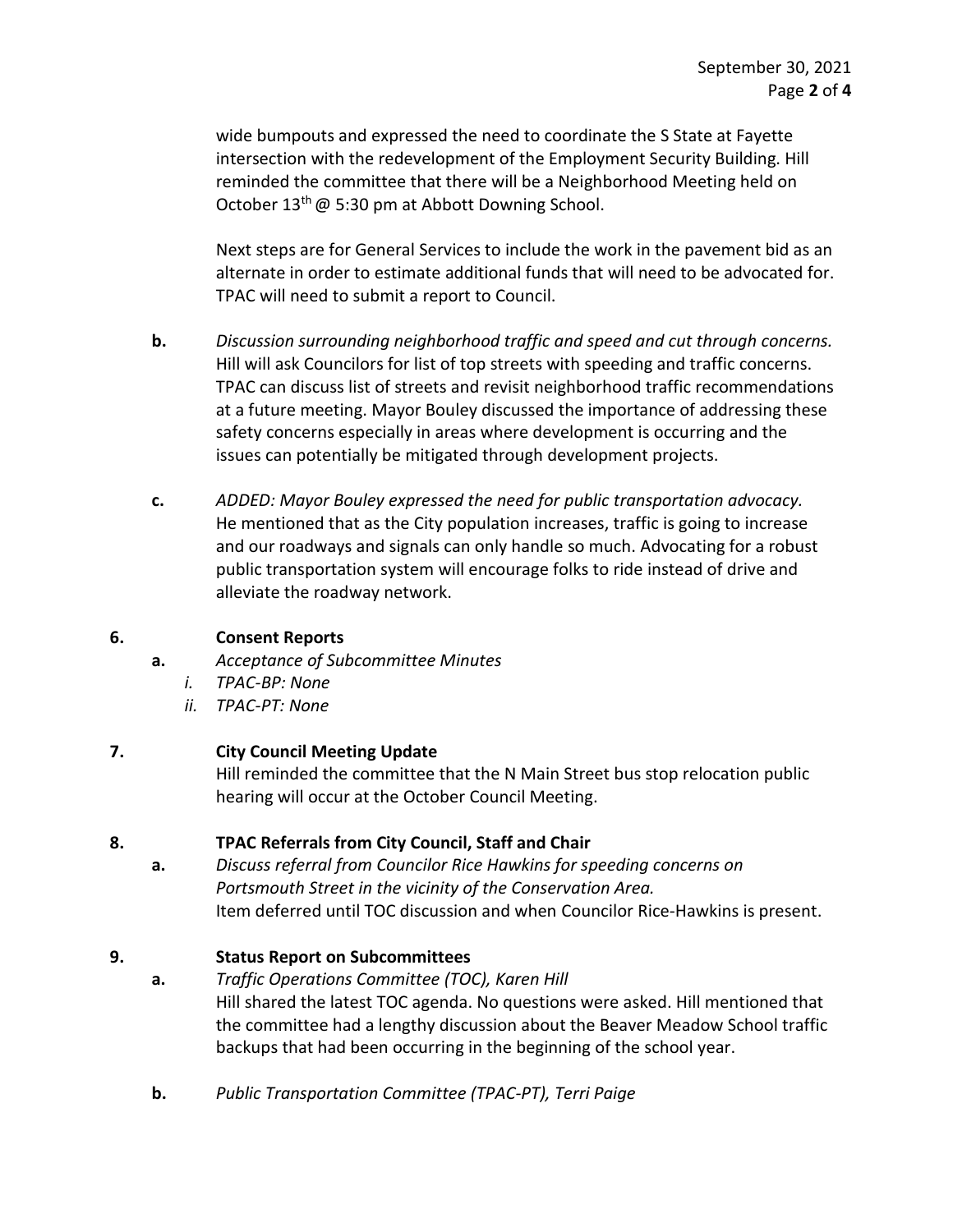wide bumpouts and expressed the need to coordinate the S State at Fayette intersection with the redevelopment of the Employment Security Building. Hill reminded the committee that there will be a Neighborhood Meeting held on October 13th @ 5:30 pm at Abbott Downing School.

Next steps are for General Services to include the work in the pavement bid as an alternate in order to estimate additional funds that will need to be advocated for. TPAC will need to submit a report to Council.

**b.** *Discussion surrounding neighborhood traffic and speed and cut through concerns.* Hill will ask Councilors for list of top streets with speeding and traffic concerns. TPAC can discuss list of streets and revisit neighborhood traffic recommendations at a future meeting. Mayor Bouley discussed the importance of addressing these safety concerns especially in areas where development is occurring and the issues can potentially be mitigated through development projects.

**c.** *ADDED: Mayor Bouley expressed the need for public transportation advocacy.* He mentioned that as the City population increases, traffic is going to increase and our roadways and signals can only handle so much. Advocating for a robust public transportation system will encourage folks to ride instead of drive and alleviate the roadway network.

**6. Consent Reports**

**a.** *Acceptance of Subcommittee Minutes*

*i. TPAC-BP: None*

*ii. TPAC-PT: None*

**7. City Council Meeting Update**

Hill reminded the committee that the N Main Street bus stop relocation public hearing will occur at the October Council Meeting.

**8. TPAC Referrals from City Council, Staff and Chair**

**a.** *Discuss referral from Councilor Rice Hawkins for speeding concerns on Portsmouth Street in the vicinity of the Conservation Area.* Item deferred until TOC discussion and when Councilor Rice-Hawkins is present.

**9. Status Report on Subcommittees**

**a.** *Traffic Operations Committee (TOC), Karen Hill* Hill shared the latest TOC agenda. No questions were asked. Hill mentioned that the committee had a lengthy discussion about the Beaver Meadow School traffic backups that had been occurring in the beginning of the school year.

**b.** *Public Transportation Committee (TPAC-PT), Terri Paige*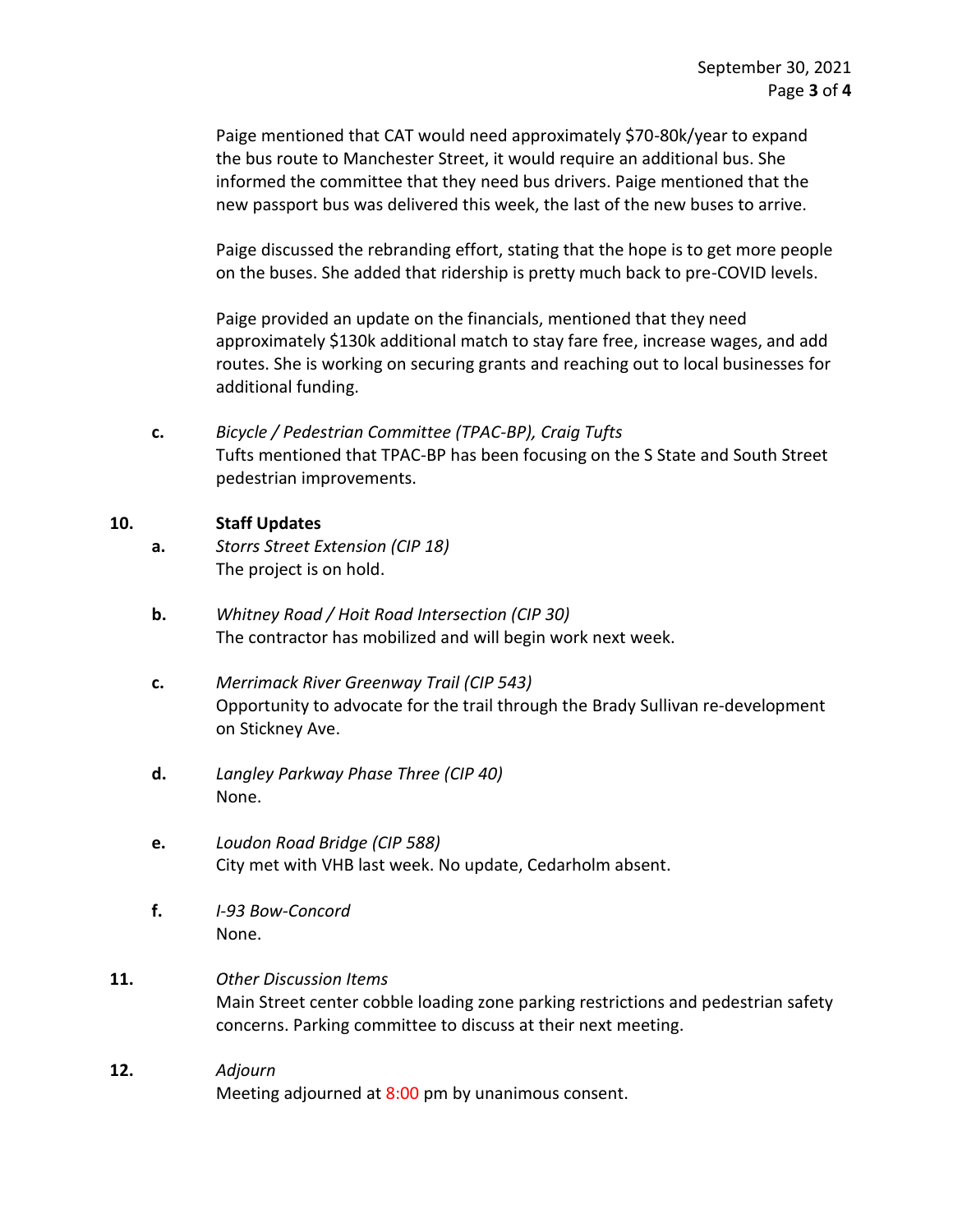Paige mentioned that CAT would need approximately $70-80k/year to expand the bus route to Manchester Street, it would require an additional bus. She informed the committee that they need bus drivers. Paige mentioned that the new passport bus was delivered this week, the last of the new buses to arrive.

Paige discussed the rebranding effort, stating that the hope is to get more people on the buses. She added that ridership is pretty much back to pre-COVID levels.

Paige provided an update on the financials, mentioned that they need approximately $130k additional match to stay fare free, increase wages, and add routes. She is working on securing grants and reaching out to local businesses for additional funding.

**c.** *Bicycle / Pedestrian Committee (TPAC-BP), Craig Tufts*
Tufts mentioned that TPAC-BP has been focusing on the S State and South Street pedestrian improvements.

**10. Staff Updates**

**a.** *Storrs Street Extension (CIP 18)*
The project is on hold.

**b.** *Whitney Road / Hoit Road Intersection (CIP 30)*
The contractor has mobilized and will begin work next week.

**c.** *Merrimack River Greenway Trail (CIP 543)*
Opportunity to advocate for the trail through the Brady Sullivan re-development on Stickney Ave.

**d.** *Langley Parkway Phase Three (CIP 40)*
None.

**e.** *Loudon Road Bridge (CIP 588)*
City met with VHB last week. No update, Cedarholm absent.

**f.** *I-93 Bow-Concord*
None.

**11.** *Other Discussion Items*
Main Street center cobble loading zone parking restrictions and pedestrian safety concerns. Parking committee to discuss at their next meeting.

**12.** *Adjourn*
Meeting adjourned at 8:00 pm by unanimous consent.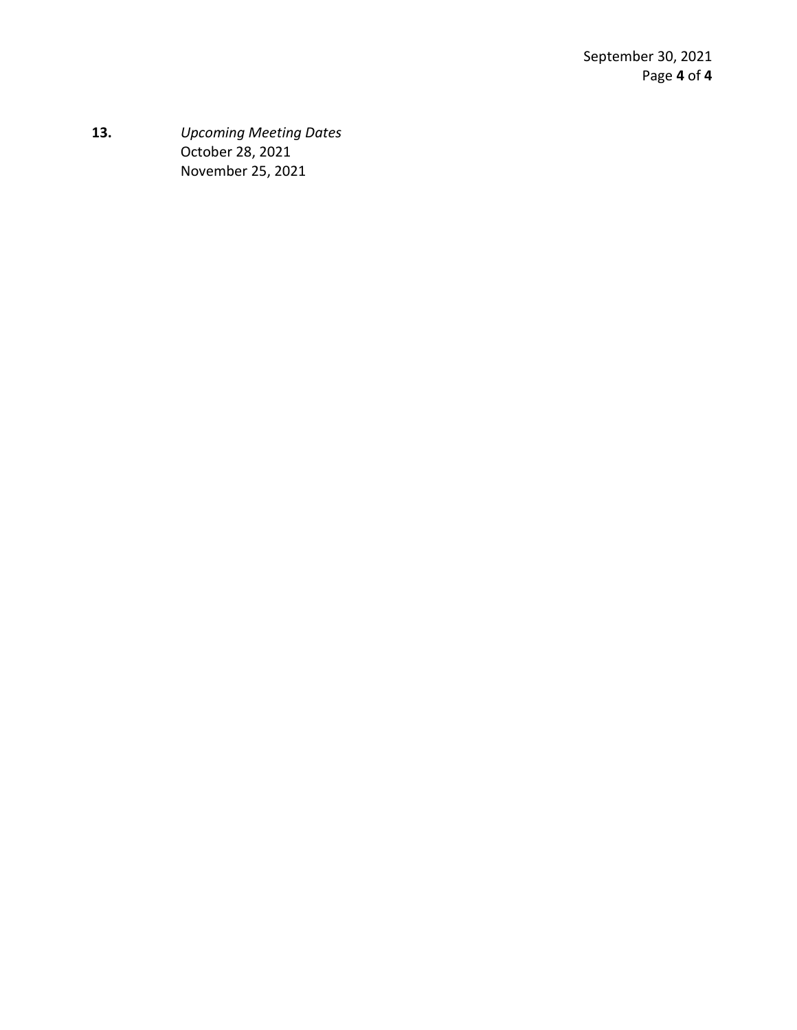**13.** *Upcoming Meeting Dates*

October 28, 2021

November 25, 2021